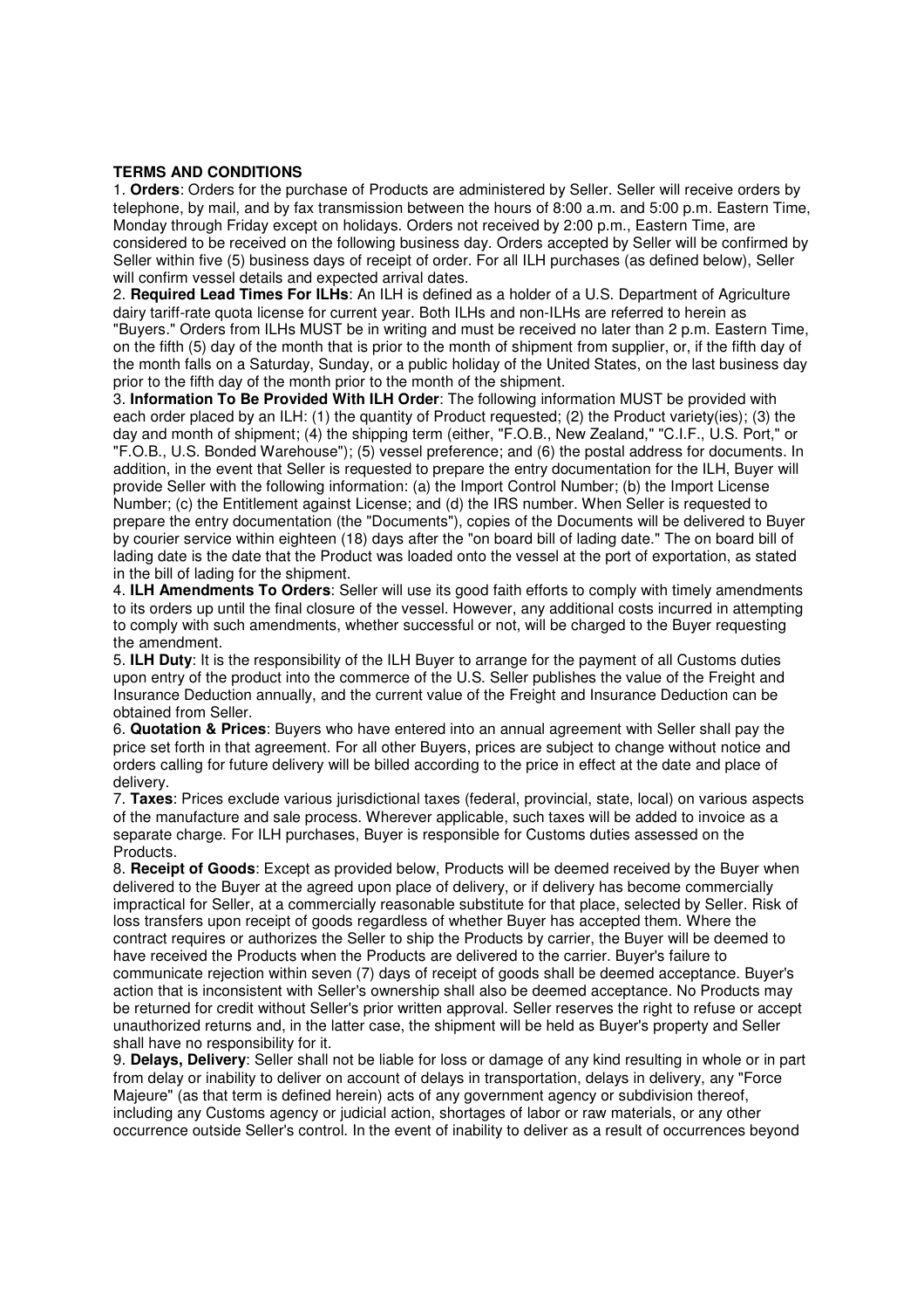**TERMS AND CONDITIONS**

1. **Orders**: Orders for the purchase of Products are administered by Seller. Seller will receive orders by telephone, by mail, and by fax transmission between the hours of 8:00 a.m. and 5:00 p.m. Eastern Time, Monday through Friday except on holidays. Orders not received by 2:00 p.m., Eastern Time, are considered to be received on the following business day. Orders accepted by Seller will be confirmed by Seller within five (5) business days of receipt of order. For all ILH purchases (as defined below), Seller will confirm vessel details and expected arrival dates.

2. **Required Lead Times For ILHs**: An ILH is defined as a holder of a U.S. Department of Agriculture dairy tariff-rate quota license for current year. Both ILHs and non-ILHs are referred to herein as "Buyers." Orders from ILHs MUST be in writing and must be received no later than 2 p.m. Eastern Time, on the fifth (5) day of the month that is prior to the month of shipment from supplier, or, if the fifth day of the month falls on a Saturday, Sunday, or a public holiday of the United States, on the last business day prior to the fifth day of the month prior to the month of the shipment.

3. **Information To Be Provided With ILH Order**: The following information MUST be provided with each order placed by an ILH: (1) the quantity of Product requested; (2) the Product variety(ies); (3) the day and month of shipment; (4) the shipping term (either, "F.O.B., New Zealand," "C.I.F., U.S. Port," or "F.O.B., U.S. Bonded Warehouse"); (5) vessel preference; and (6) the postal address for documents. In addition, in the event that Seller is requested to prepare the entry documentation for the ILH, Buyer will provide Seller with the following information: (a) the Import Control Number; (b) the Import License Number; (c) the Entitlement against License; and (d) the IRS number. When Seller is requested to prepare the entry documentation (the "Documents"), copies of the Documents will be delivered to Buyer by courier service within eighteen (18) days after the "on board bill of lading date." The on board bill of lading date is the date that the Product was loaded onto the vessel at the port of exportation, as stated in the bill of lading for the shipment.

4. **ILH Amendments To Orders**: Seller will use its good faith efforts to comply with timely amendments to its orders up until the final closure of the vessel. However, any additional costs incurred in attempting to comply with such amendments, whether successful or not, will be charged to the Buyer requesting the amendment.

5. **ILH Duty**: It is the responsibility of the ILH Buyer to arrange for the payment of all Customs duties upon entry of the product into the commerce of the U.S. Seller publishes the value of the Freight and Insurance Deduction annually, and the current value of the Freight and Insurance Deduction can be obtained from Seller.

6. **Quotation & Prices**: Buyers who have entered into an annual agreement with Seller shall pay the price set forth in that agreement. For all other Buyers, prices are subject to change without notice and orders calling for future delivery will be billed according to the price in effect at the date and place of delivery.

7. **Taxes**: Prices exclude various jurisdictional taxes (federal, provincial, state, local) on various aspects of the manufacture and sale process. Wherever applicable, such taxes will be added to invoice as a separate charge. For ILH purchases, Buyer is responsible for Customs duties assessed on the Products.

8. **Receipt of Goods**: Except as provided below, Products will be deemed received by the Buyer when delivered to the Buyer at the agreed upon place of delivery, or if delivery has become commercially impractical for Seller, at a commercially reasonable substitute for that place, selected by Seller. Risk of loss transfers upon receipt of goods regardless of whether Buyer has accepted them. Where the contract requires or authorizes the Seller to ship the Products by carrier, the Buyer will be deemed to have received the Products when the Products are delivered to the carrier. Buyer's failure to communicate rejection within seven (7) days of receipt of goods shall be deemed acceptance. Buyer's action that is inconsistent with Seller's ownership shall also be deemed acceptance. No Products may be returned for credit without Seller's prior written approval. Seller reserves the right to refuse or accept unauthorized returns and, in the latter case, the shipment will be held as Buyer's property and Seller shall have no responsibility for it.

9. **Delays, Delivery**: Seller shall not be liable for loss or damage of any kind resulting in whole or in part from delay or inability to deliver on account of delays in transportation, delays in delivery, any "Force Majeure" (as that term is defined herein) acts of any government agency or subdivision thereof, including any Customs agency or judicial action, shortages of labor or raw materials, or any other occurrence outside Seller's control. In the event of inability to deliver as a result of occurrences beyond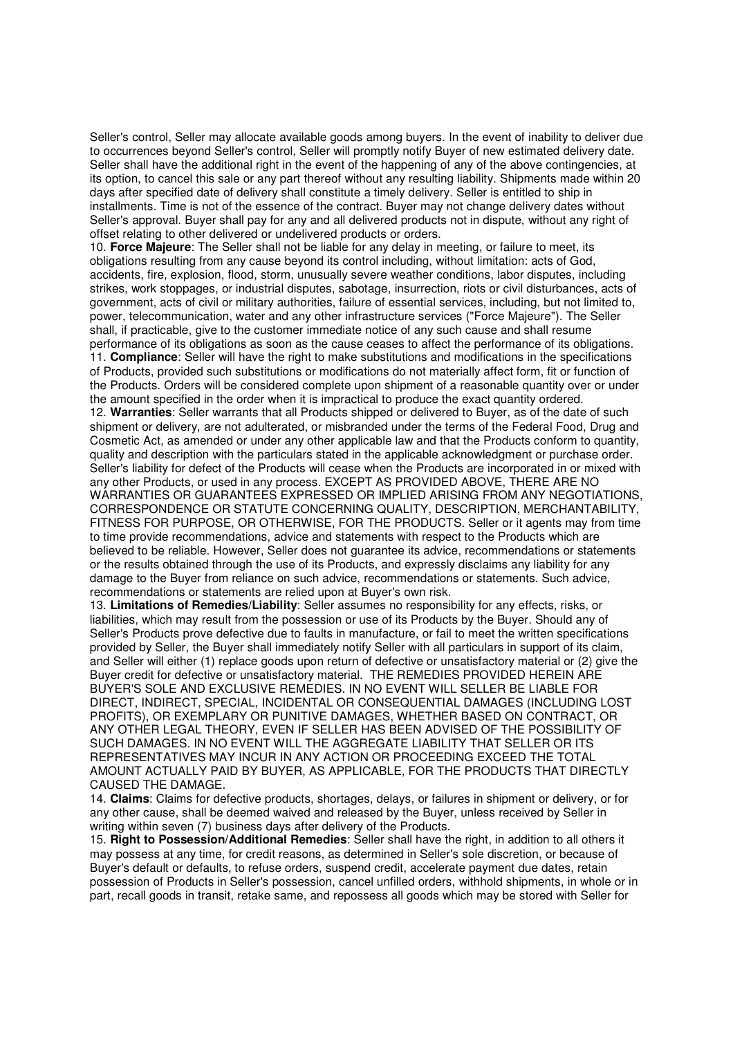Seller's control, Seller may allocate available goods among buyers. In the event of inability to deliver due to occurrences beyond Seller's control, Seller will promptly notify Buyer of new estimated delivery date. Seller shall have the additional right in the event of the happening of any of the above contingencies, at its option, to cancel this sale or any part thereof without any resulting liability. Shipments made within 20 days after specified date of delivery shall constitute a timely delivery. Seller is entitled to ship in installments. Time is not of the essence of the contract. Buyer may not change delivery dates without Seller's approval. Buyer shall pay for any and all delivered products not in dispute, without any right of offset relating to other delivered or undelivered products or orders.

10. **Force Majeure**: The Seller shall not be liable for any delay in meeting, or failure to meet, its obligations resulting from any cause beyond its control including, without limitation: acts of God, accidents, fire, explosion, flood, storm, unusually severe weather conditions, labor disputes, including strikes, work stoppages, or industrial disputes, sabotage, insurrection, riots or civil disturbances, acts of government, acts of civil or military authorities, failure of essential services, including, but not limited to, power, telecommunication, water and any other infrastructure services ("Force Majeure"). The Seller shall, if practicable, give to the customer immediate notice of any such cause and shall resume performance of its obligations as soon as the cause ceases to affect the performance of its obligations.

11. **Compliance**: Seller will have the right to make substitutions and modifications in the specifications of Products, provided such substitutions or modifications do not materially affect form, fit or function of the Products. Orders will be considered complete upon shipment of a reasonable quantity over or under the amount specified in the order when it is impractical to produce the exact quantity ordered.

12. **Warranties**: Seller warrants that all Products shipped or delivered to Buyer, as of the date of such shipment or delivery, are not adulterated, or misbranded under the terms of the Federal Food, Drug and Cosmetic Act, as amended or under any other applicable law and that the Products conform to quantity, quality and description with the particulars stated in the applicable acknowledgment or purchase order. Seller's liability for defect of the Products will cease when the Products are incorporated in or mixed with any other Products, or used in any process. EXCEPT AS PROVIDED ABOVE, THERE ARE NO WARRANTIES OR GUARANTEES EXPRESSED OR IMPLIED ARISING FROM ANY NEGOTIATIONS, CORRESPONDENCE OR STATUTE CONCERNING QUALITY, DESCRIPTION, MERCHANTABILITY, FITNESS FOR PURPOSE, OR OTHERWISE, FOR THE PRODUCTS. Seller or it agents may from time to time provide recommendations, advice and statements with respect to the Products which are believed to be reliable. However, Seller does not guarantee its advice, recommendations or statements or the results obtained through the use of its Products, and expressly disclaims any liability for any damage to the Buyer from reliance on such advice, recommendations or statements. Such advice, recommendations or statements are relied upon at Buyer's own risk.

13. **Limitations of Remedies/Liability**: Seller assumes no responsibility for any effects, risks, or liabilities, which may result from the possession or use of its Products by the Buyer. Should any of Seller's Products prove defective due to faults in manufacture, or fail to meet the written specifications provided by Seller, the Buyer shall immediately notify Seller with all particulars in support of its claim, and Seller will either (1) replace goods upon return of defective or unsatisfactory material or (2) give the Buyer credit for defective or unsatisfactory material. THE REMEDIES PROVIDED HEREIN ARE BUYER'S SOLE AND EXCLUSIVE REMEDIES. IN NO EVENT WILL SELLER BE LIABLE FOR DIRECT, INDIRECT, SPECIAL, INCIDENTAL OR CONSEQUENTIAL DAMAGES (INCLUDING LOST PROFITS), OR EXEMPLARY OR PUNITIVE DAMAGES, WHETHER BASED ON CONTRACT, OR ANY OTHER LEGAL THEORY, EVEN IF SELLER HAS BEEN ADVISED OF THE POSSIBILITY OF SUCH DAMAGES. IN NO EVENT WILL THE AGGREGATE LIABILITY THAT SELLER OR ITS REPRESENTATIVES MAY INCUR IN ANY ACTION OR PROCEEDING EXCEED THE TOTAL AMOUNT ACTUALLY PAID BY BUYER, AS APPLICABLE, FOR THE PRODUCTS THAT DIRECTLY CAUSED THE DAMAGE.

14. **Claims**: Claims for defective products, shortages, delays, or failures in shipment or delivery, or for any other cause, shall be deemed waived and released by the Buyer, unless received by Seller in writing within seven (7) business days after delivery of the Products.

15. **Right to Possession/Additional Remedies**: Seller shall have the right, in addition to all others it may possess at any time, for credit reasons, as determined in Seller's sole discretion, or because of Buyer's default or defaults, to refuse orders, suspend credit, accelerate payment due dates, retain possession of Products in Seller's possession, cancel unfilled orders, withhold shipments, in whole or in part, recall goods in transit, retake same, and repossess all goods which may be stored with Seller for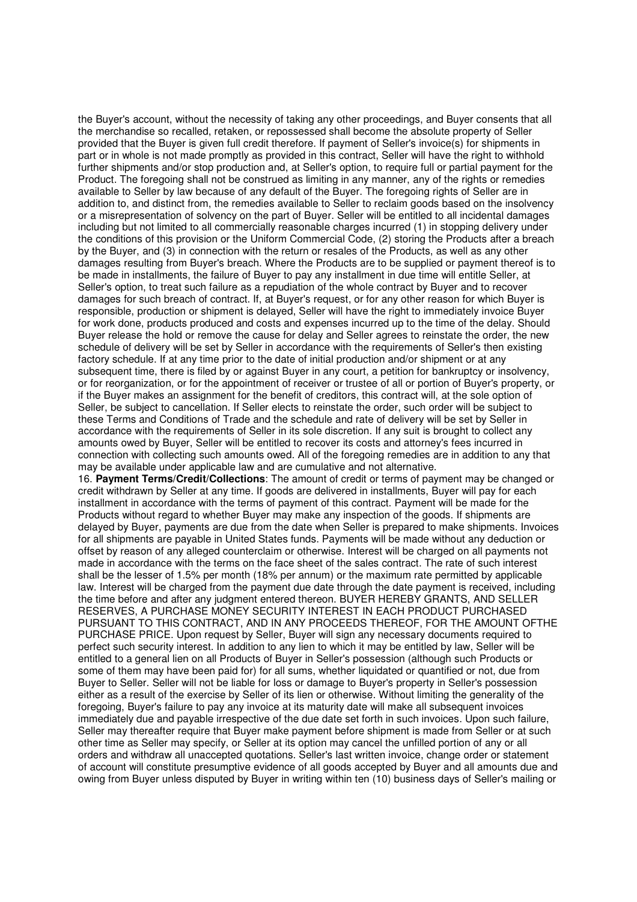the Buyer's account, without the necessity of taking any other proceedings, and Buyer consents that all the merchandise so recalled, retaken, or repossessed shall become the absolute property of Seller provided that the Buyer is given full credit therefore. If payment of Seller's invoice(s) for shipments in part or in whole is not made promptly as provided in this contract, Seller will have the right to withhold further shipments and/or stop production and, at Seller's option, to require full or partial payment for the Product. The foregoing shall not be construed as limiting in any manner, any of the rights or remedies available to Seller by law because of any default of the Buyer. The foregoing rights of Seller are in addition to, and distinct from, the remedies available to Seller to reclaim goods based on the insolvency or a misrepresentation of solvency on the part of Buyer. Seller will be entitled to all incidental damages including but not limited to all commercially reasonable charges incurred (1) in stopping delivery under the conditions of this provision or the Uniform Commercial Code, (2) storing the Products after a breach by the Buyer, and (3) in connection with the return or resales of the Products, as well as any other damages resulting from Buyer's breach. Where the Products are to be supplied or payment thereof is to be made in installments, the failure of Buyer to pay any installment in due time will entitle Seller, at Seller's option, to treat such failure as a repudiation of the whole contract by Buyer and to recover damages for such breach of contract. If, at Buyer's request, or for any other reason for which Buyer is responsible, production or shipment is delayed, Seller will have the right to immediately invoice Buyer for work done, products produced and costs and expenses incurred up to the time of the delay. Should Buyer release the hold or remove the cause for delay and Seller agrees to reinstate the order, the new schedule of delivery will be set by Seller in accordance with the requirements of Seller's then existing factory schedule. If at any time prior to the date of initial production and/or shipment or at any subsequent time, there is filed by or against Buyer in any court, a petition for bankruptcy or insolvency, or for reorganization, or for the appointment of receiver or trustee of all or portion of Buyer's property, or if the Buyer makes an assignment for the benefit of creditors, this contract will, at the sole option of Seller, be subject to cancellation. If Seller elects to reinstate the order, such order will be subject to these Terms and Conditions of Trade and the schedule and rate of delivery will be set by Seller in accordance with the requirements of Seller in its sole discretion. If any suit is brought to collect any amounts owed by Buyer, Seller will be entitled to recover its costs and attorney's fees incurred in connection with collecting such amounts owed. All of the foregoing remedies are in addition to any that may be available under applicable law and are cumulative and not alternative.

16. **Payment Terms/Credit/Collections**: The amount of credit or terms of payment may be changed or credit withdrawn by Seller at any time. If goods are delivered in installments, Buyer will pay for each installment in accordance with the terms of payment of this contract. Payment will be made for the Products without regard to whether Buyer may make any inspection of the goods. If shipments are delayed by Buyer, payments are due from the date when Seller is prepared to make shipments. Invoices for all shipments are payable in United States funds. Payments will be made without any deduction or offset by reason of any alleged counterclaim or otherwise. Interest will be charged on all payments not made in accordance with the terms on the face sheet of the sales contract. The rate of such interest shall be the lesser of 1.5% per month (18% per annum) or the maximum rate permitted by applicable law. Interest will be charged from the payment due date through the date payment is received, including the time before and after any judgment entered thereon. BUYER HEREBY GRANTS, AND SELLER RESERVES, A PURCHASE MONEY SECURITY INTEREST IN EACH PRODUCT PURCHASED PURSUANT TO THIS CONTRACT, AND IN ANY PROCEEDS THEREOF, FOR THE AMOUNT OFTHE PURCHASE PRICE. Upon request by Seller, Buyer will sign any necessary documents required to perfect such security interest. In addition to any lien to which it may be entitled by law, Seller will be entitled to a general lien on all Products of Buyer in Seller's possession (although such Products or some of them may have been paid for) for all sums, whether liquidated or quantified or not, due from Buyer to Seller. Seller will not be liable for loss or damage to Buyer's property in Seller's possession either as a result of the exercise by Seller of its lien or otherwise. Without limiting the generality of the foregoing, Buyer's failure to pay any invoice at its maturity date will make all subsequent invoices immediately due and payable irrespective of the due date set forth in such invoices. Upon such failure, Seller may thereafter require that Buyer make payment before shipment is made from Seller or at such other time as Seller may specify, or Seller at its option may cancel the unfilled portion of any or all orders and withdraw all unaccepted quotations. Seller's last written invoice, change order or statement of account will constitute presumptive evidence of all goods accepted by Buyer and all amounts due and owing from Buyer unless disputed by Buyer in writing within ten (10) business days of Seller's mailing or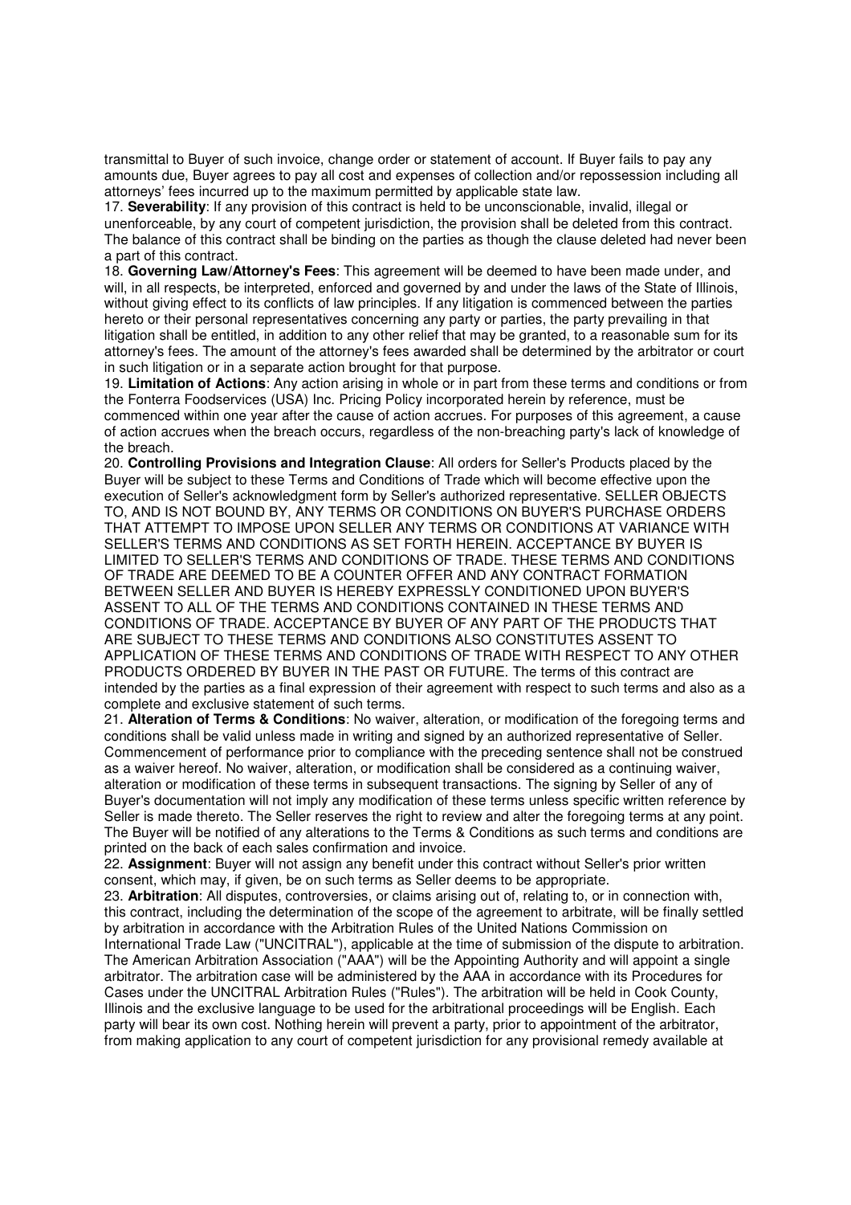transmittal to Buyer of such invoice, change order or statement of account. If Buyer fails to pay any amounts due, Buyer agrees to pay all cost and expenses of collection and/or repossession including all attorneys' fees incurred up to the maximum permitted by applicable state law.

17. **Severability**: If any provision of this contract is held to be unconscionable, invalid, illegal or unenforceable, by any court of competent jurisdiction, the provision shall be deleted from this contract. The balance of this contract shall be binding on the parties as though the clause deleted had never been a part of this contract.

18. **Governing Law/Attorney's Fees**: This agreement will be deemed to have been made under, and will, in all respects, be interpreted, enforced and governed by and under the laws of the State of Illinois, without giving effect to its conflicts of law principles. If any litigation is commenced between the parties hereto or their personal representatives concerning any party or parties, the party prevailing in that litigation shall be entitled, in addition to any other relief that may be granted, to a reasonable sum for its attorney's fees. The amount of the attorney's fees awarded shall be determined by the arbitrator or court in such litigation or in a separate action brought for that purpose.

19. **Limitation of Actions**: Any action arising in whole or in part from these terms and conditions or from the Fonterra Foodservices (USA) Inc. Pricing Policy incorporated herein by reference, must be commenced within one year after the cause of action accrues. For purposes of this agreement, a cause of action accrues when the breach occurs, regardless of the non-breaching party's lack of knowledge of the breach.

20. **Controlling Provisions and Integration Clause**: All orders for Seller's Products placed by the Buyer will be subject to these Terms and Conditions of Trade which will become effective upon the execution of Seller's acknowledgment form by Seller's authorized representative. SELLER OBJECTS TO, AND IS NOT BOUND BY, ANY TERMS OR CONDITIONS ON BUYER'S PURCHASE ORDERS THAT ATTEMPT TO IMPOSE UPON SELLER ANY TERMS OR CONDITIONS AT VARIANCE WITH SELLER'S TERMS AND CONDITIONS AS SET FORTH HEREIN. ACCEPTANCE BY BUYER IS LIMITED TO SELLER'S TERMS AND CONDITIONS OF TRADE. THESE TERMS AND CONDITIONS OF TRADE ARE DEEMED TO BE A COUNTER OFFER AND ANY CONTRACT FORMATION BETWEEN SELLER AND BUYER IS HEREBY EXPRESSLY CONDITIONED UPON BUYER'S ASSENT TO ALL OF THE TERMS AND CONDITIONS CONTAINED IN THESE TERMS AND CONDITIONS OF TRADE. ACCEPTANCE BY BUYER OF ANY PART OF THE PRODUCTS THAT ARE SUBJECT TO THESE TERMS AND CONDITIONS ALSO CONSTITUTES ASSENT TO APPLICATION OF THESE TERMS AND CONDITIONS OF TRADE WITH RESPECT TO ANY OTHER PRODUCTS ORDERED BY BUYER IN THE PAST OR FUTURE. The terms of this contract are intended by the parties as a final expression of their agreement with respect to such terms and also as a complete and exclusive statement of such terms.

21. **Alteration of Terms & Conditions**: No waiver, alteration, or modification of the foregoing terms and conditions shall be valid unless made in writing and signed by an authorized representative of Seller. Commencement of performance prior to compliance with the preceding sentence shall not be construed as a waiver hereof. No waiver, alteration, or modification shall be considered as a continuing waiver, alteration or modification of these terms in subsequent transactions. The signing by Seller of any of Buyer's documentation will not imply any modification of these terms unless specific written reference by Seller is made thereto. The Seller reserves the right to review and alter the foregoing terms at any point. The Buyer will be notified of any alterations to the Terms & Conditions as such terms and conditions are printed on the back of each sales confirmation and invoice.

22. **Assignment**: Buyer will not assign any benefit under this contract without Seller's prior written consent, which may, if given, be on such terms as Seller deems to be appropriate.

23. **Arbitration**: All disputes, controversies, or claims arising out of, relating to, or in connection with, this contract, including the determination of the scope of the agreement to arbitrate, will be finally settled by arbitration in accordance with the Arbitration Rules of the United Nations Commission on International Trade Law ("UNCITRAL"), applicable at the time of submission of the dispute to arbitration. The American Arbitration Association ("AAA") will be the Appointing Authority and will appoint a single arbitrator. The arbitration case will be administered by the AAA in accordance with its Procedures for Cases under the UNCITRAL Arbitration Rules ("Rules"). The arbitration will be held in Cook County, Illinois and the exclusive language to be used for the arbitrational proceedings will be English. Each party will bear its own cost. Nothing herein will prevent a party, prior to appointment of the arbitrator, from making application to any court of competent jurisdiction for any provisional remedy available at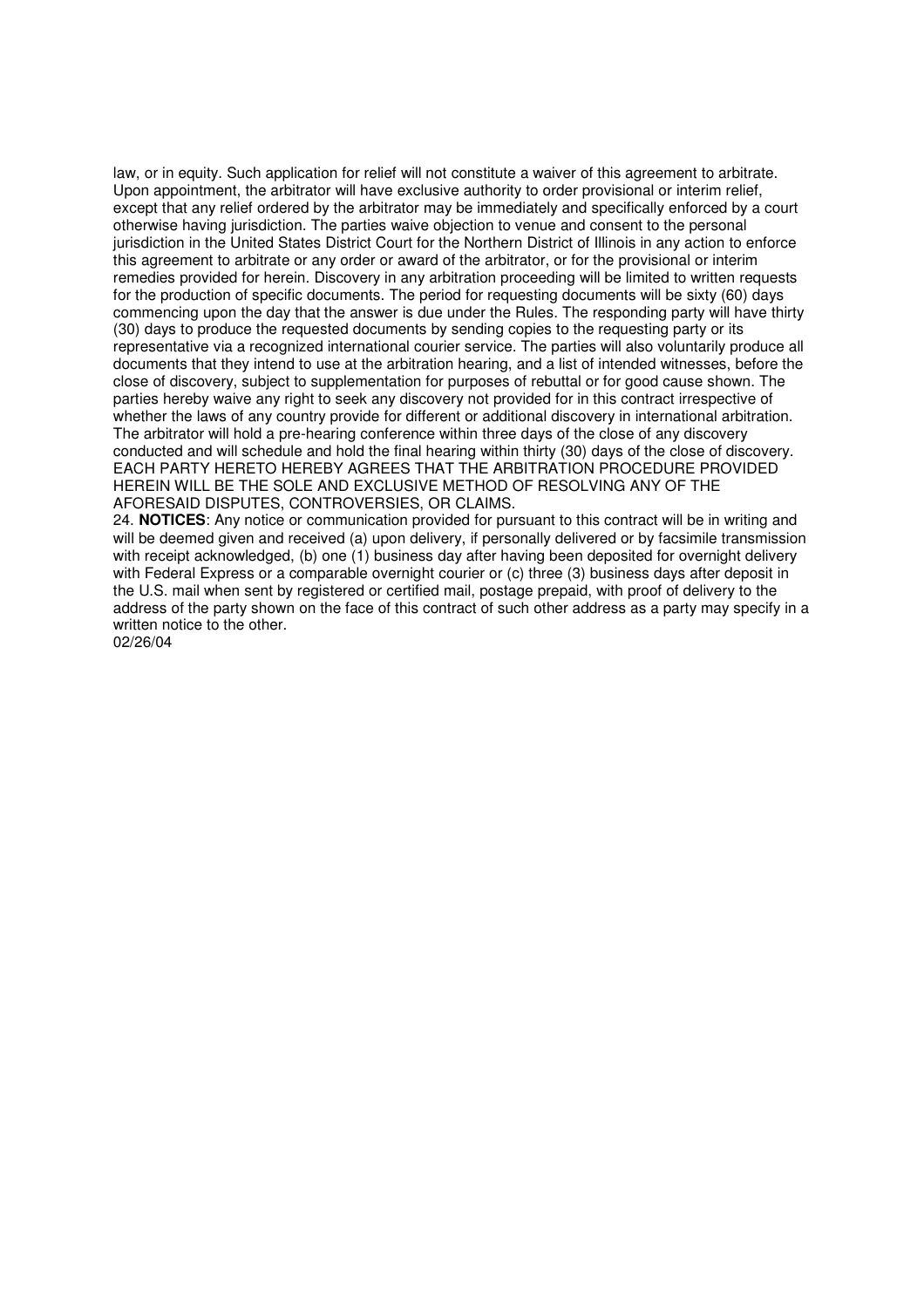law, or in equity. Such application for relief will not constitute a waiver of this agreement to arbitrate. Upon appointment, the arbitrator will have exclusive authority to order provisional or interim relief, except that any relief ordered by the arbitrator may be immediately and specifically enforced by a court otherwise having jurisdiction. The parties waive objection to venue and consent to the personal jurisdiction in the United States District Court for the Northern District of Illinois in any action to enforce this agreement to arbitrate or any order or award of the arbitrator, or for the provisional or interim remedies provided for herein. Discovery in any arbitration proceeding will be limited to written requests for the production of specific documents. The period for requesting documents will be sixty (60) days commencing upon the day that the answer is due under the Rules. The responding party will have thirty (30) days to produce the requested documents by sending copies to the requesting party or its representative via a recognized international courier service. The parties will also voluntarily produce all documents that they intend to use at the arbitration hearing, and a list of intended witnesses, before the close of discovery, subject to supplementation for purposes of rebuttal or for good cause shown. The parties hereby waive any right to seek any discovery not provided for in this contract irrespective of whether the laws of any country provide for different or additional discovery in international arbitration. The arbitrator will hold a pre-hearing conference within three days of the close of any discovery conducted and will schedule and hold the final hearing within thirty (30) days of the close of discovery. EACH PARTY HERETO HEREBY AGREES THAT THE ARBITRATION PROCEDURE PROVIDED HEREIN WILL BE THE SOLE AND EXCLUSIVE METHOD OF RESOLVING ANY OF THE AFORESAID DISPUTES, CONTROVERSIES, OR CLAIMS.

24. **NOTICES**: Any notice or communication provided for pursuant to this contract will be in writing and will be deemed given and received (a) upon delivery, if personally delivered or by facsimile transmission with receipt acknowledged, (b) one (1) business day after having been deposited for overnight delivery with Federal Express or a comparable overnight courier or (c) three (3) business days after deposit in the U.S. mail when sent by registered or certified mail, postage prepaid, with proof of delivery to the address of the party shown on the face of this contract of such other address as a party may specify in a written notice to the other.

02/26/04